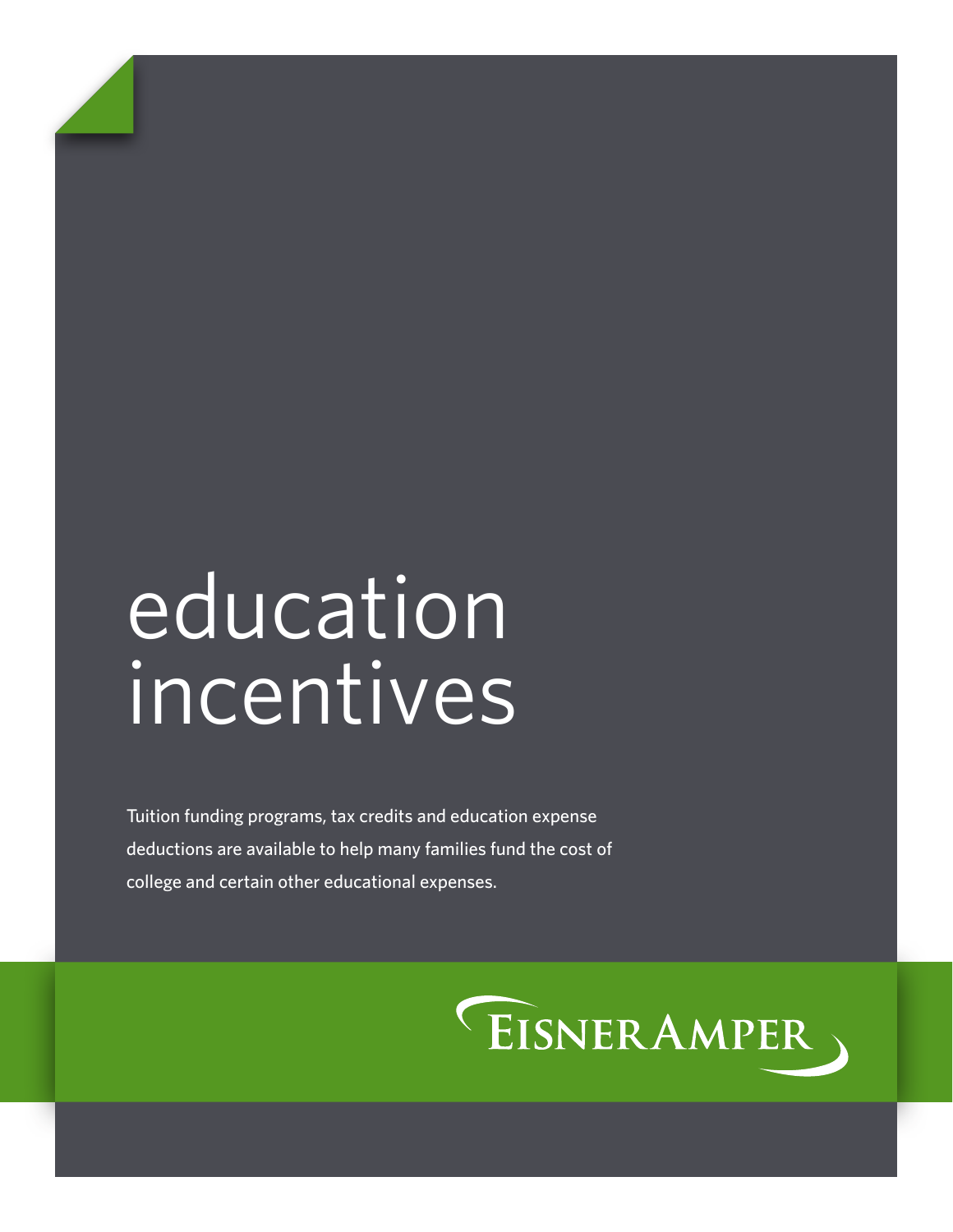# education incentives

Tuition funding programs, tax credits and education expense deductions are available to help many families fund the cost of college and certain other educational expenses.

EisnerAmper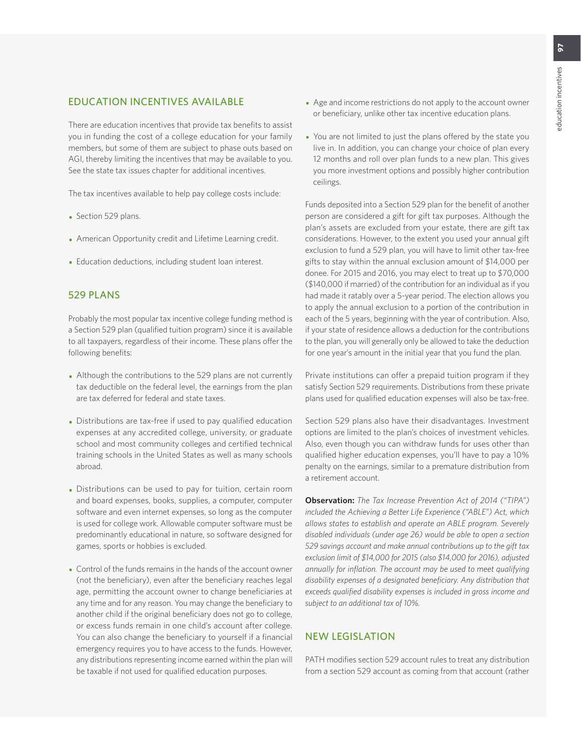## EDUCATION INCENTIVES AVAILABLE

There are education incentives that provide tax benefits to assist you in funding the cost of a college education for your family members, but some of them are subject to phase outs based on AGI, thereby limiting the incentives that may be available to you. See the state tax issues chapter for additional incentives.

The tax incentives available to help pay college costs include:

- Section 529 plans.
- American Opportunity credit and Lifetime Learning credit.
- Education deductions, including student loan interest.

## 529 PLANS

Probably the most popular tax incentive college funding method is a Section 529 plan (qualified tuition program) since it is available to all taxpayers, regardless of their income. These plans offer the following benefits:

- Although the contributions to the 529 plans are not currently tax deductible on the federal level, the earnings from the plan are tax deferred for federal and state taxes.
- Distributions are tax-free if used to pay qualified education expenses at any accredited college, university, or graduate school and most community colleges and certified technical training schools in the United States as well as many schools abroad.
- Distributions can be used to pay for tuition, certain room and board expenses, books, supplies, a computer, computer software and even internet expenses, so long as the computer is used for college work. Allowable computer software must be predominantly educational in nature, so software designed for games, sports or hobbies is excluded.
- Control of the funds remains in the hands of the account owner (not the beneficiary), even after the beneficiary reaches legal age, permitting the account owner to change beneficiaries at any time and for any reason. You may change the beneficiary to another child if the original beneficiary does not go to college, or excess funds remain in one child's account after college. You can also change the beneficiary to yourself if a financial emergency requires you to have access to the funds. However, any distributions representing income earned within the plan will be taxable if not used for qualified education purposes.
- Age and income restrictions do not apply to the account owner or beneficiary, unlike other tax incentive education plans.
- You are not limited to just the plans offered by the state you live in. In addition, you can change your choice of plan every 12 months and roll over plan funds to a new plan. This gives you more investment options and possibly higher contribution ceilings.

Funds deposited into a Section 529 plan for the benefit of another person are considered a gift for gift tax purposes. Although the plan's assets are excluded from your estate, there are gift tax considerations. However, to the extent you used your annual gift exclusion to fund a 529 plan, you will have to limit other tax-free gifts to stay within the annual exclusion amount of $14,000 per donee. For 2015 and 2016, you may elect to treat up to $70,000 ($140,000 if married) of the contribution for an individual as if you had made it ratably over a 5-year period. The election allows you to apply the annual exclusion to a portion of the contribution in each of the 5 years, beginning with the year of contribution. Also, if your state of residence allows a deduction for the contributions to the plan, you will generally only be allowed to take the deduction for one year's amount in the initial year that you fund the plan.

Private institutions can offer a prepaid tuition program if they satisfy Section 529 requirements. Distributions from these private plans used for qualified education expenses will also be tax-free.

Section 529 plans also have their disadvantages. Investment options are limited to the plan's choices of investment vehicles. Also, even though you can withdraw funds for uses other than qualified higher education expenses, you'll have to pay a 10% penalty on the earnings, similar to a premature distribution from a retirement account.

**Observation:** *The Tax Increase Prevention Act of 2014 ("TIPA") included the Achieving a Better Life Experience ("ABLE") Act, which allows states to establish and operate an ABLE program. Severely disabled individuals (under age 26) would be able to open a section 529 savings account and make annual contributions up to the gift tax exclusion limit of $14,000 for 2015 (also $14,000 for 2016), adjusted annually for inflation. The account may be used to meet qualifying disability expenses of a designated beneficiary. Any distribution that exceeds qualified disability expenses is included in gross income and subject to an additional tax of 10%.*

## NEW LEGISLATION

PATH modifies section 529 account rules to treat any distribution from a section 529 account as coming from that account (rather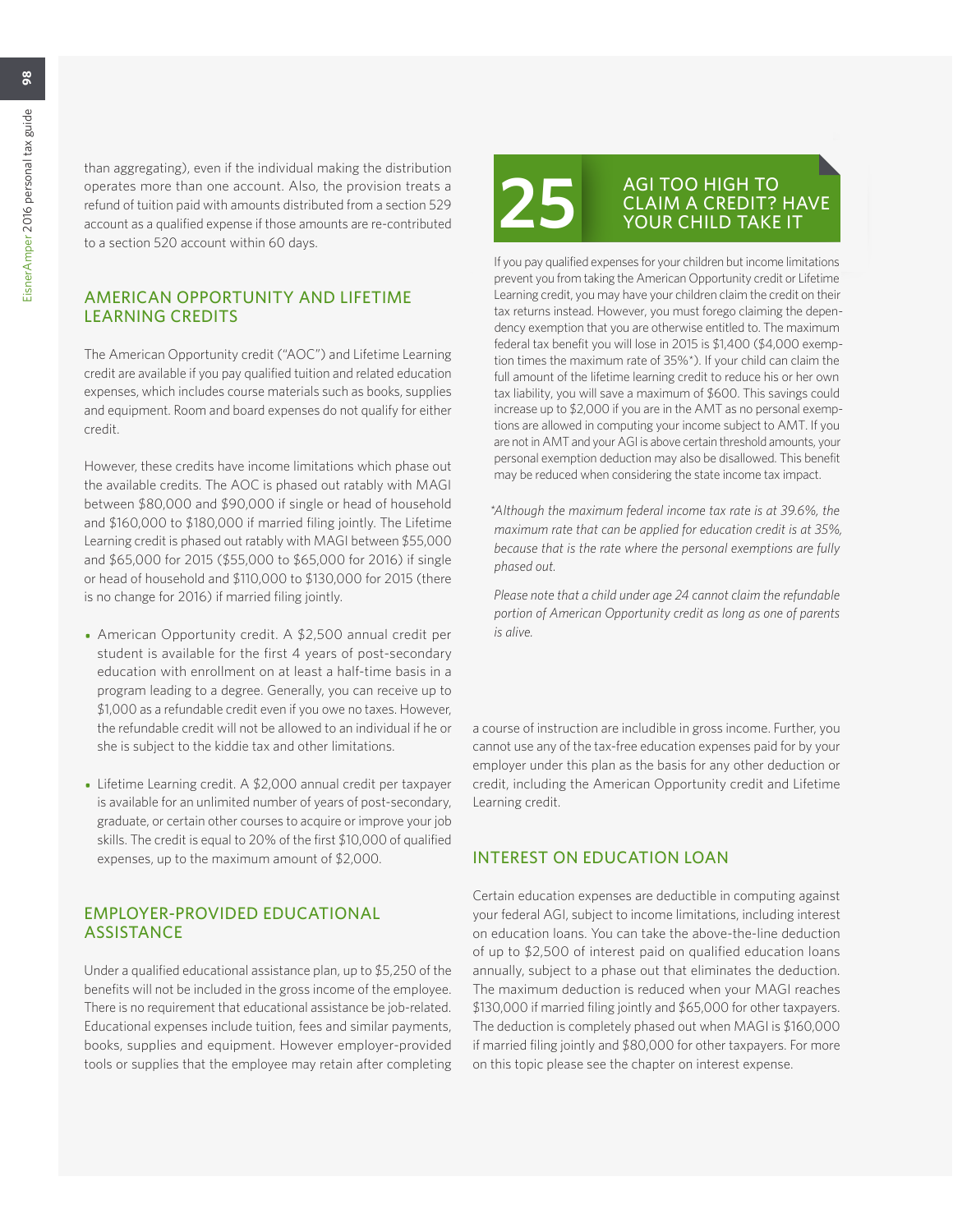than aggregating), even if the individual making the distribution operates more than one account. Also, the provision treats a refund of tuition paid with amounts distributed from a section 529 account as a qualified expense if those amounts are re-contributed to a section 520 account within 60 days.

## AMERICAN OPPORTUNITY AND LIFETIME LEARNING CREDITS

The American Opportunity credit ("AOC") and Lifetime Learning credit are available if you pay qualified tuition and related education expenses, which includes course materials such as books, supplies and equipment. Room and board expenses do not qualify for either credit.

However, these credits have income limitations which phase out the available credits. The AOC is phased out ratably with MAGI between $80,000 and $90,000 if single or head of household and $160,000 to $180,000 if married filing jointly. The Lifetime Learning credit is phased out ratably with MAGI between $55,000 and $65,000 for 2015 ($55,000 to $65,000 for 2016) if single or head of household and $110,000 to $130,000 for 2015 (there is no change for 2016) if married filing jointly.

- American Opportunity credit. A $2,500 annual credit per student is available for the first 4 years of post-secondary education with enrollment on at least a half-time basis in a program leading to a degree. Generally, you can receive up to $1,000 as a refundable credit even if you owe no taxes. However, the refundable credit will not be allowed to an individual if he or she is subject to the kiddie tax and other limitations.
- Lifetime Learning credit. A $2,000 annual credit per taxpayer is available for an unlimited number of years of post-secondary, graduate, or certain other courses to acquire or improve your job skills. The credit is equal to 20% of the first $10,000 of qualified expenses, up to the maximum amount of $2,000.

## EMPLOYER-PROVIDED EDUCATIONAL ASSISTANCE

Under a qualified educational assistance plan, up to $5,250 of the benefits will not be included in the gross income of the employee. There is no requirement that educational assistance be job-related. Educational expenses include tuition, fees and similar payments, books, supplies and equipment. However employer-provided tools or supplies that the employee may retain after completing a course of instruction are includible in gross income. Further, you cannot use any of the tax-free education expenses paid for by your employer under this plan as the basis for any other deduction or credit, including the American Opportunity credit and Lifetime Learning credit.

## INTEREST ON EDUCATION LOAN

Certain education expenses are deductible in computing against your federal AGI, subject to income limitations, including interest on education loans. You can take the above-the-line deduction of up to $2,500 of interest paid on qualified education loans annually, subject to a phase out that eliminates the deduction. The maximum deduction is reduced when your MAGI reaches $130,000 if married filing jointly and $65,000 for other taxpayers. The deduction is completely phased out when MAGI is $160,000 if married filing jointly and $80,000 for other taxpayers. For more on this topic please see the chapter on interest expense.

## 25 AGI TOO HIGH TO CLAIM A CREDIT? HAVE YOUR CHILD TAKE IT

If you pay qualified expenses for your children but income limitations prevent you from taking the American Opportunity credit or Lifetime Learning credit, you may have your children claim the credit on their tax returns instead. However, you must forego claiming the dependency exemption that you are otherwise entitled to. The maximum federal tax benefit you will lose in 2015 is $1,400 ($4,000 exemption times the maximum rate of 35%*). If your child can claim the full amount of the lifetime learning credit to reduce his or her own tax liability, you will save a maximum of $600. This savings could increase up to $2,000 if you are in the AMT as no personal exemptions are allowed in computing your income subject to AMT. If you are not in AMT and your AGI is above certain threshold amounts, your personal exemption deduction may also be disallowed. This benefit may be reduced when considering the state income tax impact.

*\*Although the maximum federal income tax rate is at 39.6%, the maximum rate that can be applied for education credit is at 35%, because that is the rate where the personal exemptions are fully phased out.*

*Please note that a child under age 24 cannot claim the refundable portion of American Opportunity credit as long as one of parents is alive.*